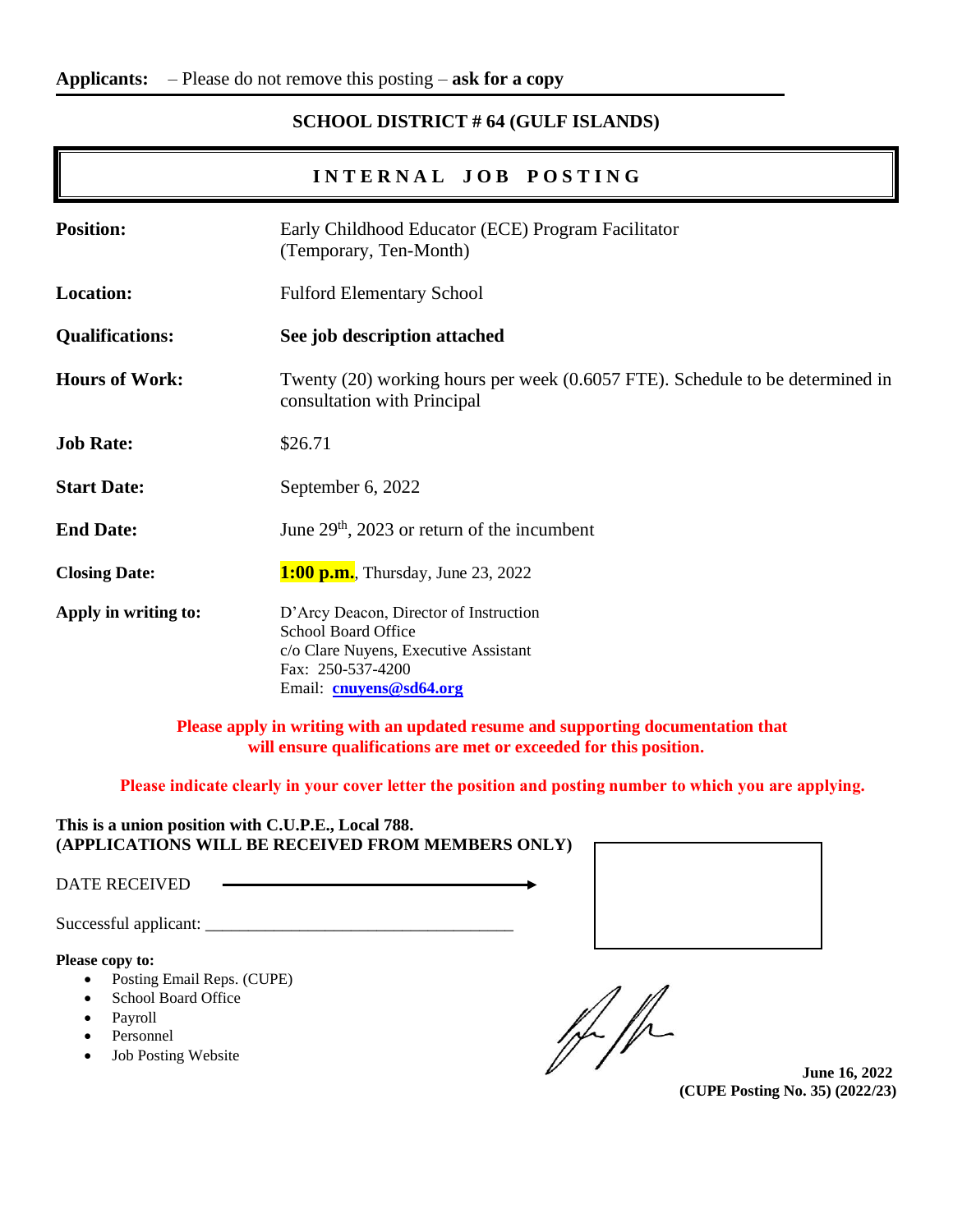**Applicants:** – Please do not remove this posting – **ask for a copy**

## SCHOOL DISTRICT # 64 (GULF ISLANDS)

# INTERNAL JOB POSTING

**Position:** Early Childhood Educator (ECE) Program Facilitator (Temporary, Ten-Month)

**Location:** Fulford Elementary School

**Qualifications:** **See job description attached**

**Hours of Work:** Twenty (20) working hours per week (0.6057 FTE). Schedule to be determined in consultation with Principal

**Job Rate:** $26.71

**Start Date:** September 6, 2022

**End Date:** June 29th, 2023 or return of the incumbent

**Closing Date:** **1:00 p.m.**, Thursday, June 23, 2022

**Apply in writing to:** D'Arcy Deacon, Director of Instruction
School Board Office
c/o Clare Nuyens, Executive Assistant
Fax: 250-537-4200
Email: **cnuyens@sd64.org**

**Please apply in writing with an updated resume and supporting documentation that will ensure qualifications are met or exceeded for this position.**

**Please indicate clearly in your cover letter the position and posting number to which you are applying.**

**This is a union position with C.U.P.E., Local 788.**
**(APPLICATIONS WILL BE RECEIVED FROM MEMBERS ONLY)**

DATE RECEIVED →

Successful applicant: ___________________________________

**Please copy to:**

- Posting Email Reps. (CUPE)
- School Board Office
- Payroll
- Personnel
- Job Posting Website

**June 16, 2022**
**(CUPE Posting No. 35) (2022/23)**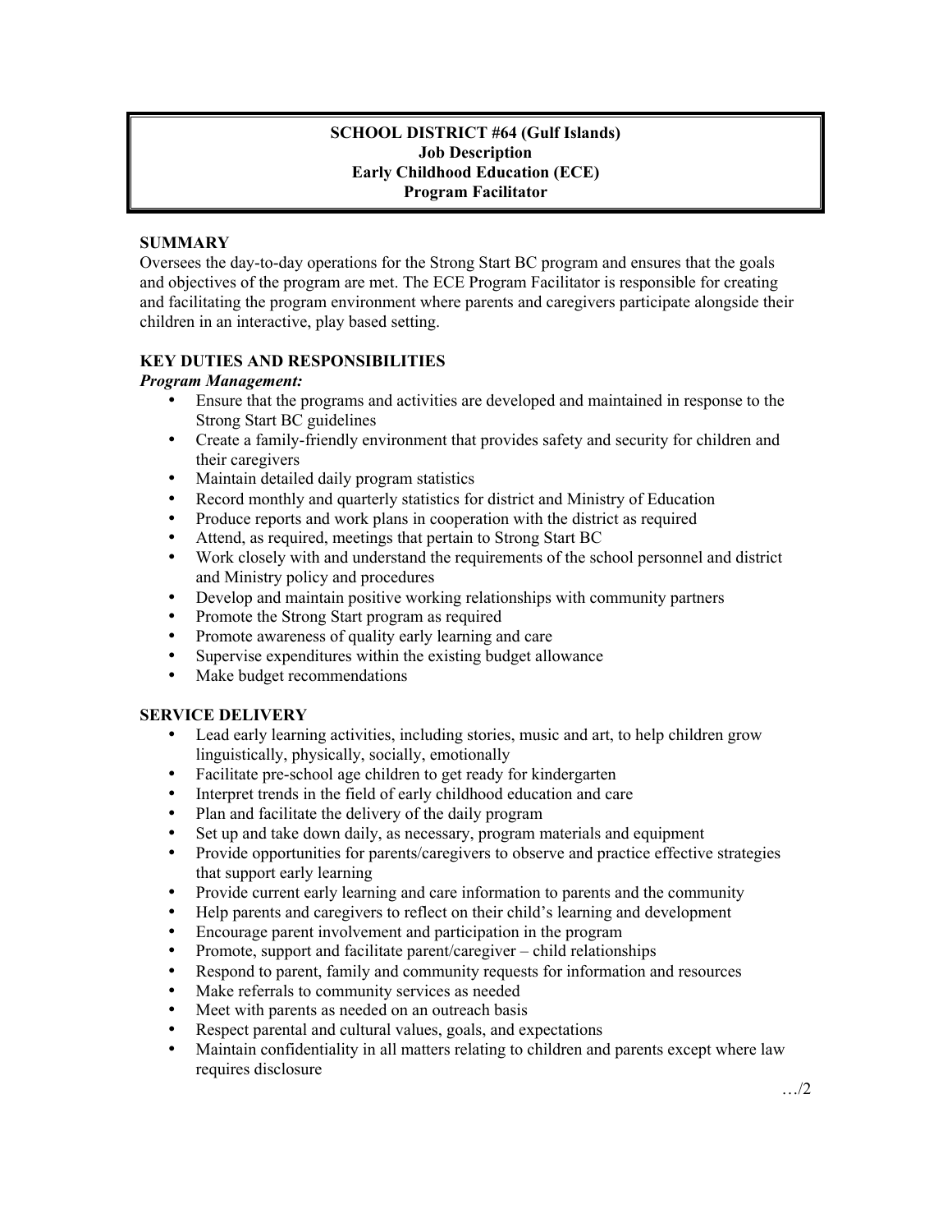**SCHOOL DISTRICT #64 (Gulf Islands)**
**Job Description**
**Early Childhood Education (ECE)**
**Program Facilitator**

## SUMMARY

Oversees the day-to-day operations for the Strong Start BC program and ensures that the goals and objectives of the program are met. The ECE Program Facilitator is responsible for creating and facilitating the program environment where parents and caregivers participate alongside their children in an interactive, play based setting.

## KEY DUTIES AND RESPONSIBILITIES

***Program Management:***

- Ensure that the programs and activities are developed and maintained in response to the Strong Start BC guidelines
- Create a family-friendly environment that provides safety and security for children and their caregivers
- Maintain detailed daily program statistics
- Record monthly and quarterly statistics for district and Ministry of Education
- Produce reports and work plans in cooperation with the district as required
- Attend, as required, meetings that pertain to Strong Start BC
- Work closely with and understand the requirements of the school personnel and district and Ministry policy and procedures
- Develop and maintain positive working relationships with community partners
- Promote the Strong Start program as required
- Promote awareness of quality early learning and care
- Supervise expenditures within the existing budget allowance
- Make budget recommendations

## SERVICE DELIVERY

- Lead early learning activities, including stories, music and art, to help children grow linguistically, physically, socially, emotionally
- Facilitate pre-school age children to get ready for kindergarten
- Interpret trends in the field of early childhood education and care
- Plan and facilitate the delivery of the daily program
- Set up and take down daily, as necessary, program materials and equipment
- Provide opportunities for parents/caregivers to observe and practice effective strategies that support early learning
- Provide current early learning and care information to parents and the community
- Help parents and caregivers to reflect on their child's learning and development
- Encourage parent involvement and participation in the program
- Promote, support and facilitate parent/caregiver – child relationships
- Respond to parent, family and community requests for information and resources
- Make referrals to community services as needed
- Meet with parents as needed on an outreach basis
- Respect parental and cultural values, goals, and expectations
- Maintain confidentiality in all matters relating to children and parents except where law requires disclosure

…/2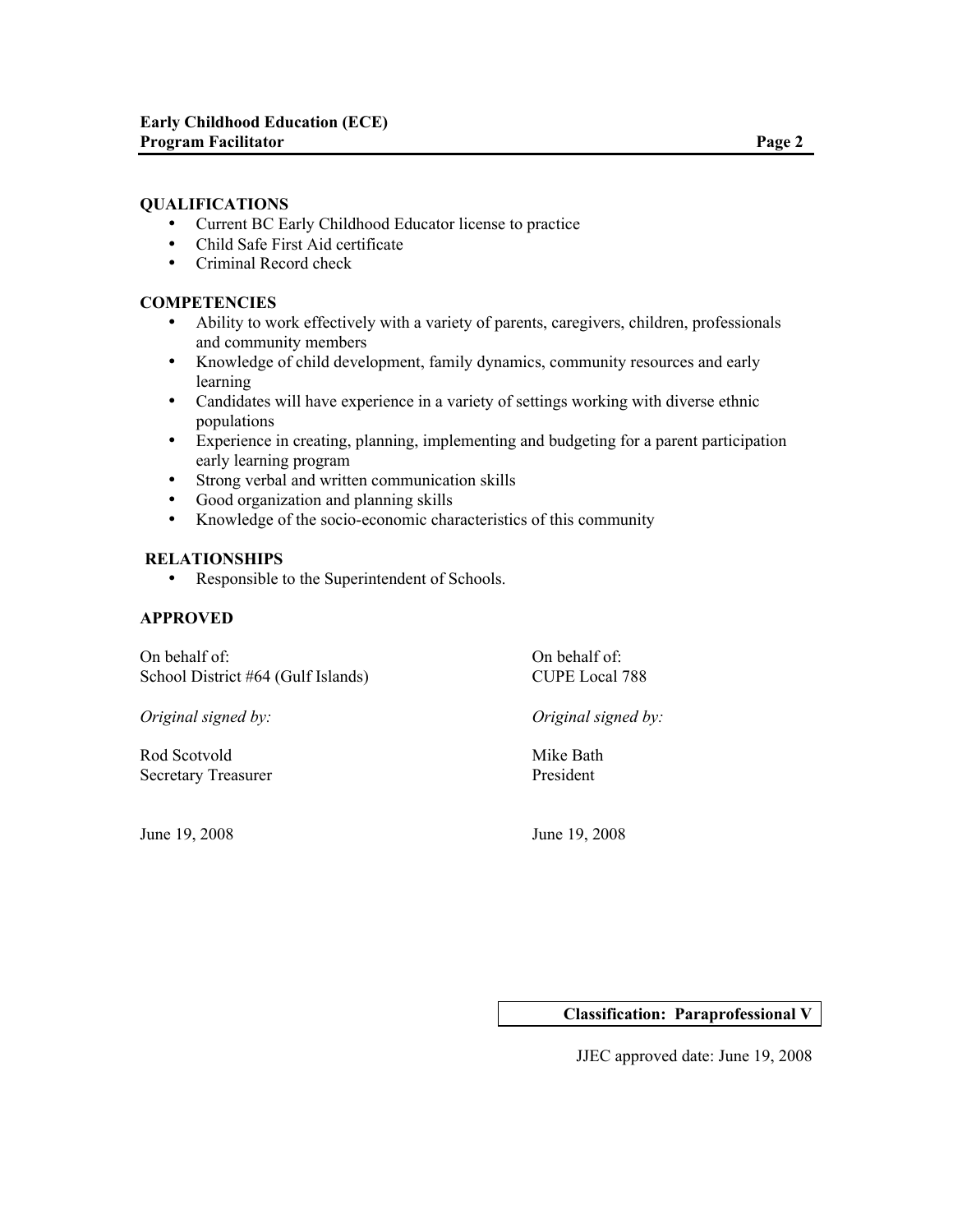## QUALIFICATIONS

- Current BC Early Childhood Educator license to practice
- Child Safe First Aid certificate
- Criminal Record check

## COMPETENCIES

- Ability to work effectively with a variety of parents, caregivers, children, professionals and community members
- Knowledge of child development, family dynamics, community resources and early learning
- Candidates will have experience in a variety of settings working with diverse ethnic populations
- Experience in creating, planning, implementing and budgeting for a parent participation early learning program
- Strong verbal and written communication skills
- Good organization and planning skills
- Knowledge of the socio-economic characteristics of this community

## RELATIONSHIPS

- Responsible to the Superintendent of Schools.

## APPROVED

On behalf of:
School District #64 (Gulf Islands)

*Original signed by:*

Rod Scotvold
Secretary Treasurer

June 19, 2008

On behalf of:
CUPE Local 788

*Original signed by:*

Mike Bath
President

June 19, 2008

**Classification: Paraprofessional V**

JJEC approved date: June 19, 2008